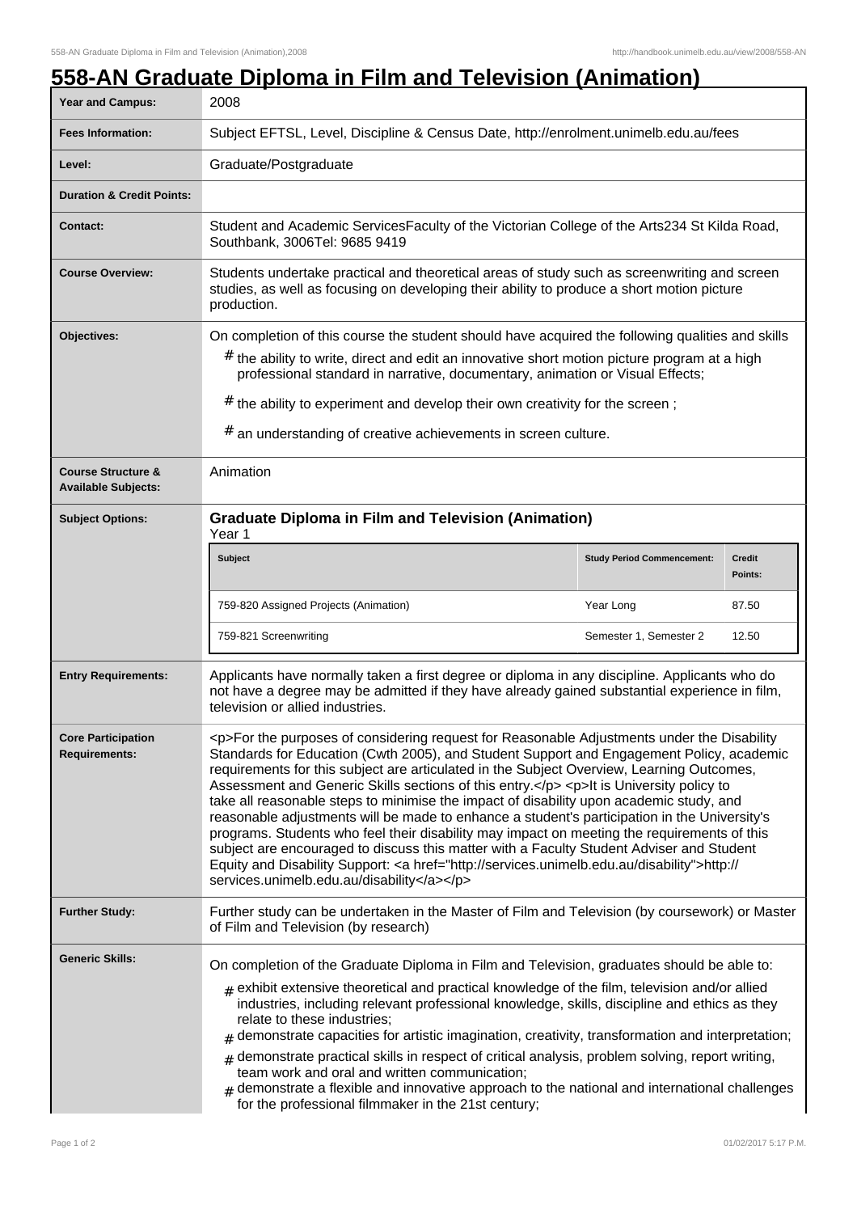# 558-AN Graduate Diploma in Film and Television (Animation)

| | |
|---|---|
| **Year and Campus:** | 2008 |
| **Fees Information:** | Subject EFTSL, Level, Discipline & Census Date, http://enrolment.unimelb.edu.au/fees |
| **Level:** | Graduate/Postgraduate |
| **Duration & Credit Points:** | |
| **Contact:** | Student and Academic ServicesFaculty of the Victorian College of the Arts234 St Kilda Road, Southbank, 3006Tel: 9685 9419 |
| **Course Overview:** | Students undertake practical and theoretical areas of study such as screenwriting and screen studies, as well as focusing on developing their ability to produce a short motion picture production. |
| **Objectives:** | On completion of this course the student should have acquired the following qualities and skills<br># the ability to write, direct and edit an innovative short motion picture program at a high professional standard in narrative, documentary, animation or Visual Effects;<br># the ability to experiment and develop their own creativity for the screen ;<br># an understanding of creative achievements in screen culture. |
| **Course Structure & Available Subjects:** | Animation |

**Subject Options:**

**Graduate Diploma in Film and Television (Animation)**
Year 1

| Subject | Study Period Commencement: | Credit Points: |
|---|---|---|
| 759-820 Assigned Projects (Animation) | Year Long | 87.50 |
| 759-821 Screenwriting | Semester 1, Semester 2 | 12.50 |

| | |
|---|---|
| **Entry Requirements:** | Applicants have normally taken a first degree or diploma in any discipline. Applicants who do not have a degree may be admitted if they have already gained substantial experience in film, television or allied industries. |
| **Core Participation Requirements:** | <p>For the purposes of considering request for Reasonable Adjustments under the Disability Standards for Education (Cwth 2005), and Student Support and Engagement Policy, academic requirements for this subject are articulated in the Subject Overview, Learning Outcomes, Assessment and Generic Skills sections of this entry.</p> <p>It is University policy to take all reasonable steps to minimise the impact of disability upon academic study, and reasonable adjustments will be made to enhance a student's participation in the University's programs. Students who feel their disability may impact on meeting the requirements of this subject are encouraged to discuss this matter with a Faculty Student Adviser and Student Equity and Disability Support: <a href="http://services.unimelb.edu.au/disability">http://services.unimelb.edu.au/disability</a></p> |
| **Further Study:** | Further study can be undertaken in the Master of Film and Television (by coursework) or Master of Film and Television (by research) |
| **Generic Skills:** | On completion of the Graduate Diploma in Film and Television, graduates should be able to:<br># exhibit extensive theoretical and practical knowledge of the film, television and/or allied industries, including relevant professional knowledge, skills, discipline and ethics as they relate to these industries;<br># demonstrate capacities for artistic imagination, creativity, transformation and interpretation;<br># demonstrate practical skills in respect of critical analysis, problem solving, report writing, team work and oral and written communication;<br># demonstrate a flexible and innovative approach to the national and international challenges for the professional filmmaker in the 21st century; |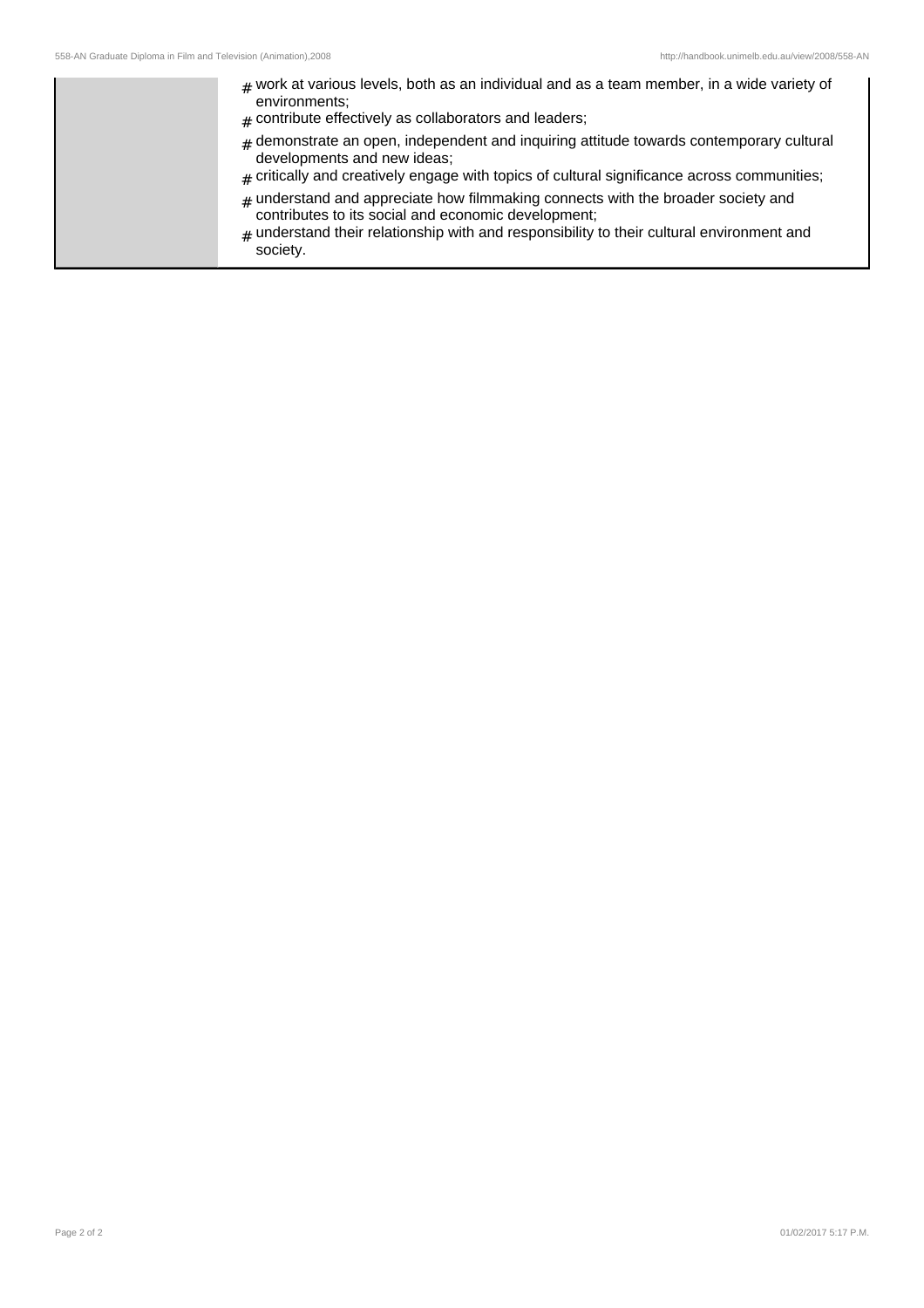| | |
|---|---|
| | # work at various levels, both as an individual and as a team member, in a wide variety of environments;<br># contribute effectively as collaborators and leaders;<br># demonstrate an open, independent and inquiring attitude towards contemporary cultural developments and new ideas;<br># critically and creatively engage with topics of cultural significance across communities;<br># understand and appreciate how filmmaking connects with the broader society and contributes to its social and economic development;<br># understand their relationship with and responsibility to their cultural environment and society. |